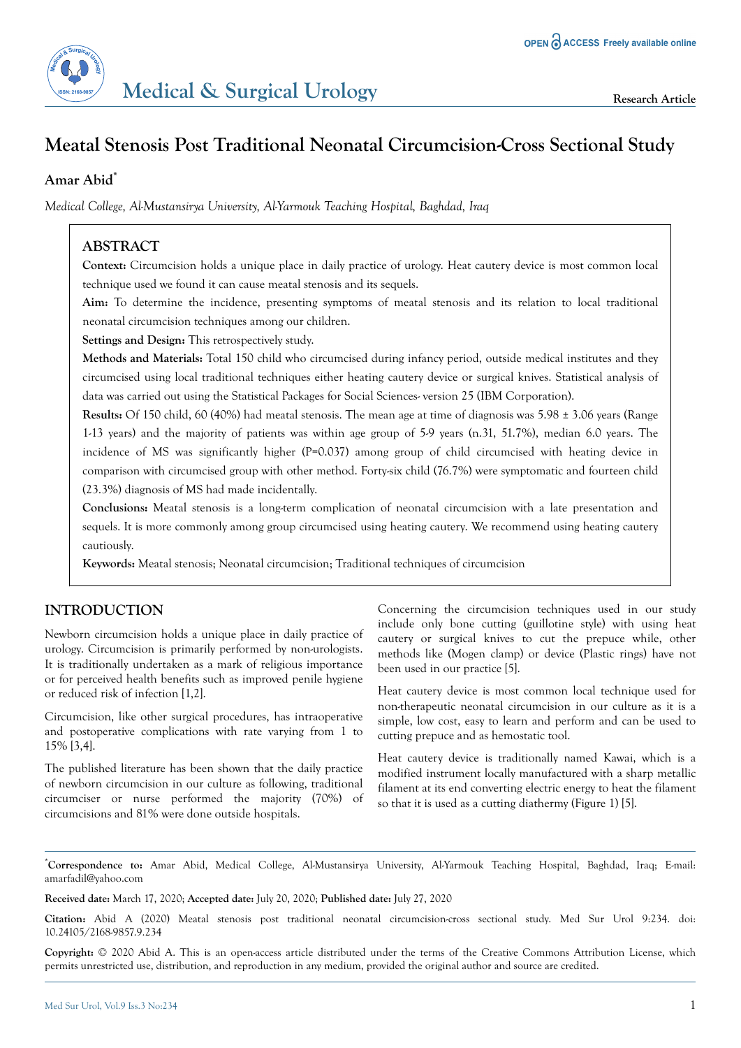# Meatal Stenosis Post Traditional Neonatal Circumcision-Cross Sectional Study

**Amar Abid***

*Medical College, Al-Mustansirya University, Al-Yarmouk Teaching Hospital, Baghdad, Iraq*

## ABSTRACT

**Context:** Circumcision holds a unique place in daily practice of urology. Heat cautery device is most common local technique used we found it can cause meatal stenosis and its sequels.

**Aim:** To determine the incidence, presenting symptoms of meatal stenosis and its relation to local traditional neonatal circumcision techniques among our children.

**Settings and Design:** This retrospectively study.

**Methods and Materials:** Total 150 child who circumcised during infancy period, outside medical institutes and they circumcised using local traditional techniques either heating cautery device or surgical knives. Statistical analysis of data was carried out using the Statistical Packages for Social Sciences- version 25 (IBM Corporation).

**Results:** Of 150 child, 60 (40%) had meatal stenosis. The mean age at time of diagnosis was 5.98 ± 3.06 years (Range 1-13 years) and the majority of patients was within age group of 5-9 years (n.31, 51.7%), median 6.0 years. The incidence of MS was significantly higher (P=0.037) among group of child circumcised with heating device in comparison with circumcised group with other method. Forty-six child (76.7%) were symptomatic and fourteen child (23.3%) diagnosis of MS had made incidentally.

**Conclusions:** Meatal stenosis is a long-term complication of neonatal circumcision with a late presentation and sequels. It is more commonly among group circumcised using heating cautery. We recommend using heating cautery cautiously.

**Keywords:** Meatal stenosis; Neonatal circumcision; Traditional techniques of circumcision

## INTRODUCTION

Newborn circumcision holds a unique place in daily practice of urology. Circumcision is primarily performed by non-urologists. It is traditionally undertaken as a mark of religious importance or for perceived health benefits such as improved penile hygiene or reduced risk of infection [1,2].

Circumcision, like other surgical procedures, has intraoperative and postoperative complications with rate varying from 1 to 15% [3,4].

The published literature has been shown that the daily practice of newborn circumcision in our culture as following, traditional circumciser or nurse performed the majority (70%) of circumcisions and 81% were done outside hospitals.

Concerning the circumcision techniques used in our study include only bone cutting (guillotine style) with using heat cautery or surgical knives to cut the prepuce while, other methods like (Mogen clamp) or device (Plastic rings) have not been used in our practice [5].

Heat cautery device is most common local technique used for non-therapeutic neonatal circumcision in our culture as it is a simple, low cost, easy to learn and perform and can be used to cutting prepuce and as hemostatic tool.

Heat cautery device is traditionally named Kawai, which is a modified instrument locally manufactured with a sharp metallic filament at its end converting electric energy to heat the filament so that it is used as a cutting diathermy (Figure 1) [5].

*Correspondence to: Amar Abid, Medical College, Al-Mustansirya University, Al-Yarmouk Teaching Hospital, Baghdad, Iraq; E-mail: amarfadil@yahoo.com

**Received date:** March 17, 2020; **Accepted date:** July 20, 2020; **Published date:** July 27, 2020

**Citation:** Abid A (2020) Meatal stenosis post traditional neonatal circumcision-cross sectional study. Med Sur Urol 9:234. doi: 10.24105/2168-9857.9.234

**Copyright:** © 2020 Abid A. This is an open-access article distributed under the terms of the Creative Commons Attribution License, which permits unrestricted use, distribution, and reproduction in any medium, provided the original author and source are credited.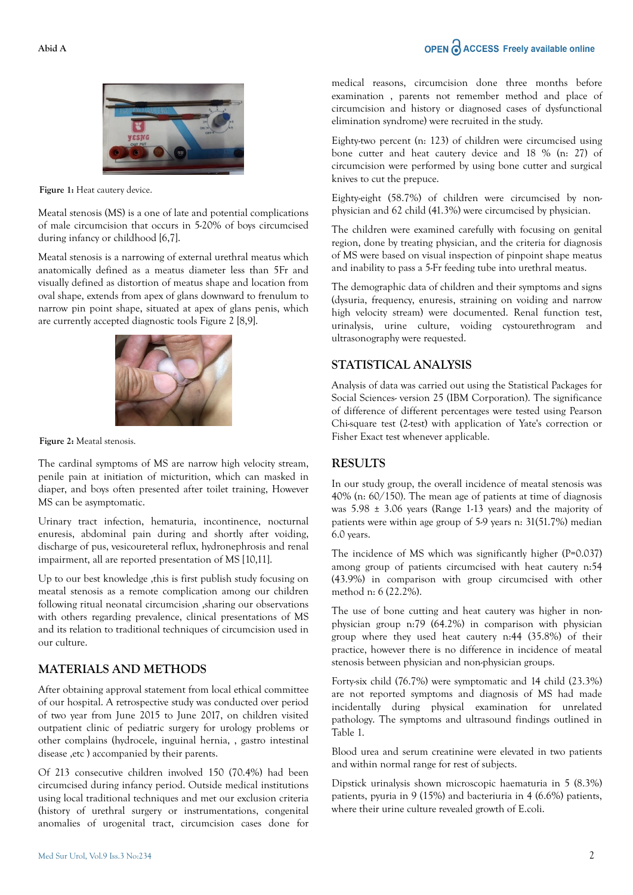Figure 1: Heat cautery device.

Meatal stenosis (MS) is a one of late and potential complications of male circumcision that occurs in 5-20% of boys circumcised during infancy or childhood [6,7].

Meatal stenosis is a narrowing of external urethral meatus which anatomically defined as a meatus diameter less than 5Fr and visually defined as distortion of meatus shape and location from oval shape, extends from apex of glans downward to frenulum to narrow pin point shape, situated at apex of glans penis, which are currently accepted diagnostic tools Figure 2 [8,9].

Figure 2: Meatal stenosis.

The cardinal symptoms of MS are narrow high velocity stream, penile pain at initiation of micturition, which can masked in diaper, and boys often presented after toilet training, However MS can be asymptomatic.

Urinary tract infection, hematuria, incontinence, nocturnal enuresis, abdominal pain during and shortly after voiding, discharge of pus, vesicoureteral reflux, hydronephrosis and renal impairment, all are reported presentation of MS [10,11].

Up to our best knowledge ,this is first publish study focusing on meatal stenosis as a remote complication among our children following ritual neonatal circumcision ,sharing our observations with others regarding prevalence, clinical presentations of MS and its relation to traditional techniques of circumcision used in our culture.

## MATERIALS AND METHODS

After obtaining approval statement from local ethical committee of our hospital. A retrospective study was conducted over period of two year from June 2015 to June 2017, on children visited outpatient clinic of pediatric surgery for urology problems or other complains (hydrocele, inguinal hernia, , gastro intestinal disease ,etc ) accompanied by their parents.

Of 213 consecutive children involved 150 (70.4%) had been circumcised during infancy period. Outside medical institutions using local traditional techniques and met our exclusion criteria (history of urethral surgery or instrumentations, congenital anomalies of urogenital tract, circumcision cases done for medical reasons, circumcision done three months before examination , parents not remember method and place of circumcision and history or diagnosed cases of dysfunctional elimination syndrome) were recruited in the study.

Eighty-two percent (n: 123) of children were circumcised using bone cutter and heat cautery device and 18 % (n: 27) of circumcision were performed by using bone cutter and surgical knives to cut the prepuce.

Eighty-eight (58.7%) of children were circumcised by non-physician and 62 child (41.3%) were circumcised by physician.

The children were examined carefully with focusing on genital region, done by treating physician, and the criteria for diagnosis of MS were based on visual inspection of pinpoint shape meatus and inability to pass a 5-Fr feeding tube into urethral meatus.

The demographic data of children and their symptoms and signs (dysuria, frequency, enuresis, straining on voiding and narrow high velocity stream) were documented. Renal function test, urinalysis, urine culture, voiding cystourethrogram and ultrasonography were requested.

## STATISTICAL ANALYSIS

Analysis of data was carried out using the Statistical Packages for Social Sciences- version 25 (IBM Corporation). The significance of difference of different percentages were tested using Pearson Chi-square test ($\chi^2$-test) with application of Yate's correction or Fisher Exact test whenever applicable.

## RESULTS

In our study group, the overall incidence of meatal stenosis was 40% (n: 60/150). The mean age of patients at time of diagnosis was 5.98 ± 3.06 years (Range 1-13 years) and the majority of patients were within age group of 5-9 years n: 31(51.7%) median 6.0 years.

The incidence of MS which was significantly higher (P=0.037) among group of patients circumcised with heat cautery n:54 (43.9%) in comparison with group circumcised with other method n: 6 (22.2%).

The use of bone cutting and heat cautery was higher in non-physician group n:79 (64.2%) in comparison with physician group where they used heat cautery n:44 (35.8%) of their practice, however there is no difference in incidence of meatal stenosis between physician and non-physician groups.

Forty-six child (76.7%) were symptomatic and 14 child (23.3%) are not reported symptoms and diagnosis of MS had made incidentally during physical examination for unrelated pathology. The symptoms and ultrasound findings outlined in Table 1.

Blood urea and serum creatinine were elevated in two patients and within normal range for rest of subjects.

Dipstick urinalysis shown microscopic haematuria in 5 (8.3%) patients, pyuria in 9 (15%) and bacteriuria in 4 (6.6%) patients, where their urine culture revealed growth of E.coli.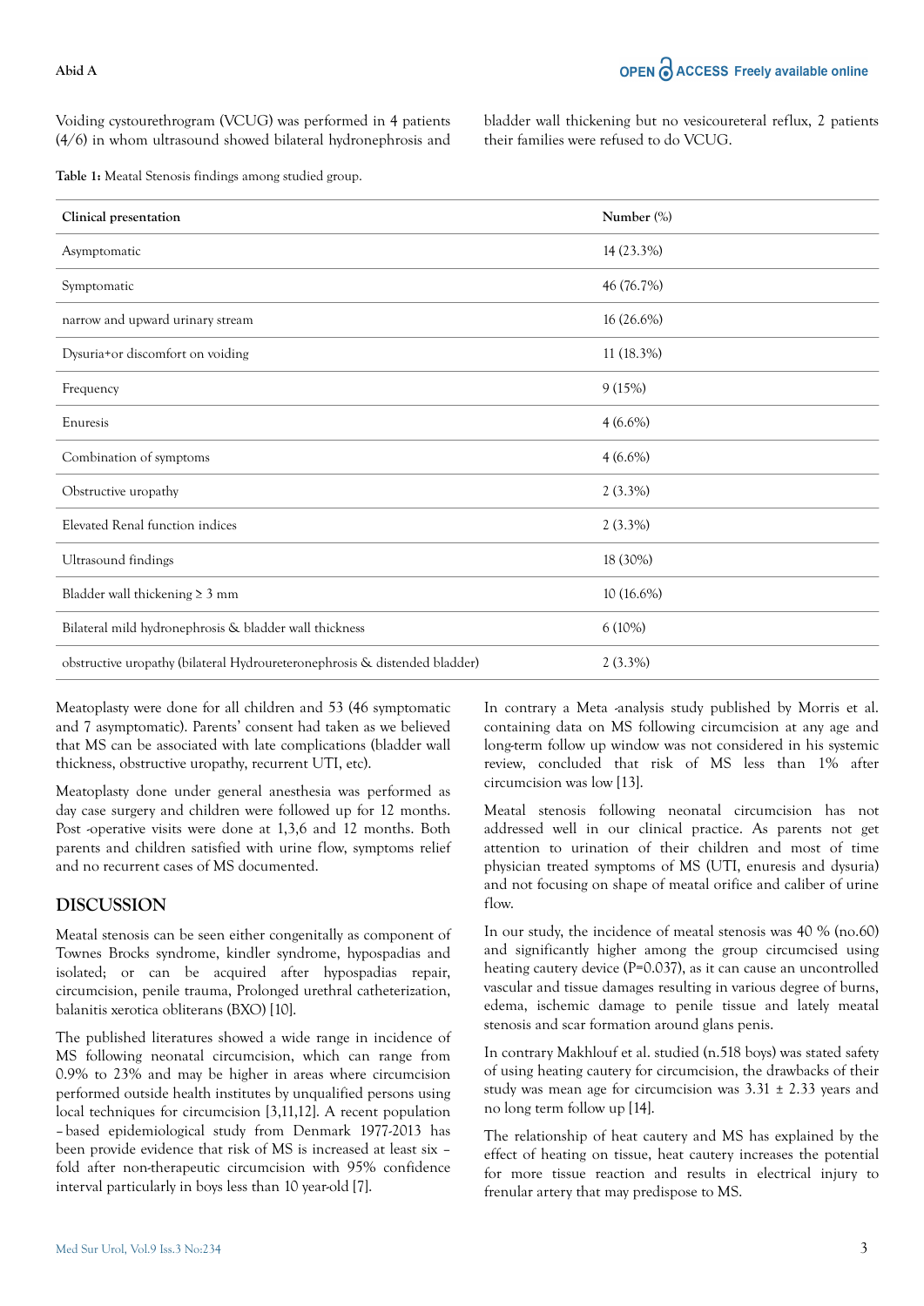Voiding cystourethrogram (VCUG) was performed in 4 patients (4/6) in whom ultrasound showed bilateral hydronephrosis and bladder wall thickening but no vesicoureteral reflux, 2 patients their families were refused to do VCUG.

**Table 1:** Meatal Stenosis findings among studied group.

| Clinical presentation | Number (%) |
|---|---|
| Asymptomatic | 14 (23.3%) |
| Symptomatic | 46 (76.7%) |
| narrow and upward urinary stream | 16 (26.6%) |
| Dysuria+or discomfort on voiding | 11 (18.3%) |
| Frequency | 9 (15%) |
| Enuresis | 4 (6.6%) |
| Combination of symptoms | 4 (6.6%) |
| Obstructive uropathy | 2 (3.3%) |
| Elevated Renal function indices | 2 (3.3%) |
| Ultrasound findings | 18 (30%) |
| Bladder wall thickening ≥ 3 mm | 10 (16.6%) |
| Bilateral mild hydronephrosis & bladder wall thickness | 6 (10%) |
| obstructive uropathy (bilateral Hydroureteronephrosis & distended bladder) | 2 (3.3%) |

Meatoplasty were done for all children and 53 (46 symptomatic and 7 asymptomatic). Parents' consent had taken as we believed that MS can be associated with late complications (bladder wall thickness, obstructive uropathy, recurrent UTI, etc).

Meatoplasty done under general anesthesia was performed as day case surgery and children were followed up for 12 months. Post -operative visits were done at 1,3,6 and 12 months. Both parents and children satisfied with urine flow, symptoms relief and no recurrent cases of MS documented.

## DISCUSSION

Meatal stenosis can be seen either congenitally as component of Townes Brocks syndrome, kindler syndrome, hypospadias and isolated; or can be acquired after hypospadias repair, circumcision, penile trauma, Prolonged urethral catheterization, balanitis xerotica obliterans (BXO) [10].

The published literatures showed a wide range in incidence of MS following neonatal circumcision, which can range from 0.9% to 23% and may be higher in areas where circumcision performed outside health institutes by unqualified persons using local techniques for circumcision [3,11,12]. A recent population – based epidemiological study from Denmark 1977-2013 has been provide evidence that risk of MS is increased at least six – fold after non-therapeutic circumcision with 95% confidence interval particularly in boys less than 10 year-old [7].

In contrary a Meta -analysis study published by Morris et al. containing data on MS following circumcision at any age and long-term follow up window was not considered in his systemic review, concluded that risk of MS less than 1% after circumcision was low [13].

Meatal stenosis following neonatal circumcision has not addressed well in our clinical practice. As parents not get attention to urination of their children and most of time physician treated symptoms of MS (UTI, enuresis and dysuria) and not focusing on shape of meatal orifice and caliber of urine flow.

In our study, the incidence of meatal stenosis was 40 % (no.60) and significantly higher among the group circumcised using heating cautery device (P=0.037), as it can cause an uncontrolled vascular and tissue damages resulting in various degree of burns, edema, ischemic damage to penile tissue and lately meatal stenosis and scar formation around glans penis.

In contrary Makhlouf et al. studied (n.518 boys) was stated safety of using heating cautery for circumcision, the drawbacks of their study was mean age for circumcision was 3.31 ± 2.33 years and no long term follow up [14].

The relationship of heat cautery and MS has explained by the effect of heating on tissue, heat cautery increases the potential for more tissue reaction and results in electrical injury to frenular artery that may predispose to MS.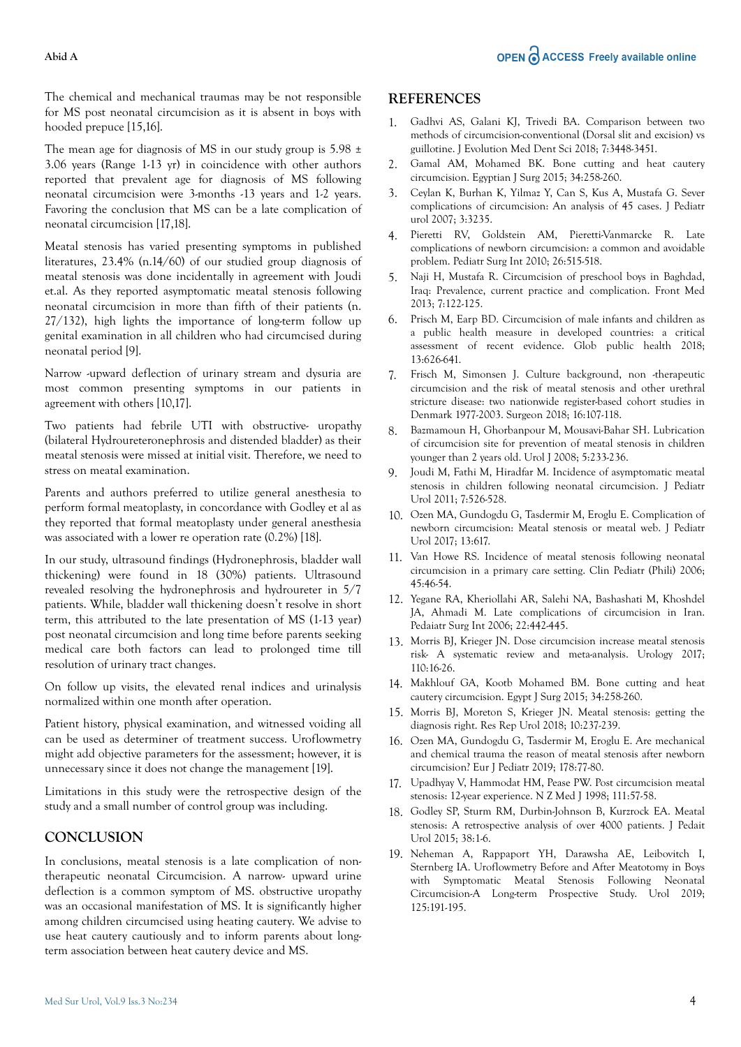The chemical and mechanical traumas may be not responsible for MS post neonatal circumcision as it is absent in boys with hooded prepuce [15,16].

The mean age for diagnosis of MS in our study group is 5.98 ± 3.06 years (Range 1-13 yr) in coincidence with other authors reported that prevalent age for diagnosis of MS following neonatal circumcision were 3-months -13 years and 1-2 years. Favoring the conclusion that MS can be a late complication of neonatal circumcision [17,18].

Meatal stenosis has varied presenting symptoms in published literatures, 23.4% (n.14/60) of our studied group diagnosis of meatal stenosis was done incidentally in agreement with Joudi et.al. As they reported asymptomatic meatal stenosis following neonatal circumcision in more than fifth of their patients (n. 27/132), high lights the importance of long-term follow up genital examination in all children who had circumcised during neonatal period [9].

Narrow -upward deflection of urinary stream and dysuria are most common presenting symptoms in our patients in agreement with others [10,17].

Two patients had febrile UTI with obstructive- uropathy (bilateral Hydroureteronephrosis and distended bladder) as their meatal stenosis were missed at initial visit. Therefore, we need to stress on meatal examination.

Parents and authors preferred to utilize general anesthesia to perform formal meatoplasty, in concordance with Godley et al as they reported that formal meatoplasty under general anesthesia was associated with a lower re operation rate (0.2%) [18].

In our study, ultrasound findings (Hydronephrosis, bladder wall thickening) were found in 18 (30%) patients. Ultrasound revealed resolving the hydronephrosis and hydroureter in 5/7 patients. While, bladder wall thickening doesn't resolve in short term, this attributed to the late presentation of MS (1-13 year) post neonatal circumcision and long time before parents seeking medical care both factors can lead to prolonged time till resolution of urinary tract changes.

On follow up visits, the elevated renal indices and urinalysis normalized within one month after operation.

Patient history, physical examination, and witnessed voiding all can be used as determiner of treatment success. Uroflowmetry might add objective parameters for the assessment; however, it is unnecessary since it does not change the management [19].

Limitations in this study were the retrospective design of the study and a small number of control group was including.

## CONCLUSION

In conclusions, meatal stenosis is a late complication of non-therapeutic neonatal Circumcision. A narrow- upward urine deflection is a common symptom of MS. obstructive uropathy was an occasional manifestation of MS. It is significantly higher among children circumcised using heating cautery. We advise to use heat cautery cautiously and to inform parents about long-term association between heat cautery device and MS.

## REFERENCES

1. Gadhvi AS, Galani KJ, Trivedi BA. Comparison between two methods of circumcision-conventional (Dorsal slit and excision) vs guillotine. J Evolution Med Dent Sci 2018; 7:3448-3451.
2. Gamal AM, Mohamed BK. Bone cutting and heat cautery circumcision. Egyptian J Surg 2015; 34:258-260.
3. Ceylan K, Burhan K, Yilmaz Y, Can S, Kus A, Mustafa G. Sever complications of circumcision: An analysis of 45 cases. J Pediatr urol 2007; 3:3235.
4. Pieretti RV, Goldstein AM, Pieretti-Vanmarcke R. Late complications of newborn circumcision: a common and avoidable problem. Pediatr Surg Int 2010; 26:515-518.
5. Naji H, Mustafa R. Circumcision of preschool boys in Baghdad, Iraq: Prevalence, current practice and complication. Front Med 2013; 7:122-125.
6. Prisch M, Earp BD. Circumcision of male infants and children as a public health measure in developed countries: a critical assessment of recent evidence. Glob public health 2018; 13:626-641.
7. Frisch M, Simonsen J. Culture background, non -therapeutic circumcision and the risk of meatal stenosis and other urethral stricture disease: two nationwide register-based cohort studies in Denmark 1977-2003. Surgeon 2018; 16:107-118.
8. Bazmamoun H, Ghorbanpour M, Mousavi-Bahar SH. Lubrication of circumcision site for prevention of meatal stenosis in children younger than 2 years old. Urol J 2008; 5:233-236.
9. Joudi M, Fathi M, Hiradfar M. Incidence of asymptomatic meatal stenosis in children following neonatal circumcision. J Pediatr Urol 2011; 7:526-528.
10. Ozen MA, Gundogdu G, Tasdermir M, Eroglu E. Complication of newborn circumcision: Meatal stenosis or meatal web. J Pediatr Urol 2017; 13:617.
11. Van Howe RS. Incidence of meatal stenosis following neonatal circumcision in a primary care setting. Clin Pediatr (Phili) 2006; 45:46-54.
12. Yegane RA, Kheriollahi AR, Salehi NA, Bashashati M, Khoshdel JA, Ahmadi M. Late complications of circumcision in Iran. Pedaiatr Surg Int 2006; 22:442-445.
13. Morris BJ, Krieger JN. Dose circumcision increase meatal stenosis risk- A systematic review and meta-analysis. Urology 2017; 110:16-26.
14. Makhlouf GA, Kootb Mohamed BM. Bone cutting and heat cautery circumcision. Egypt J Surg 2015; 34:258-260.
15. Morris BJ, Moreton S, Krieger JN. Meatal stenosis: getting the diagnosis right. Res Rep Urol 2018; 10:237-239.
16. Ozen MA, Gundogdu G, Tasdermir M, Eroglu E. Are mechanical and chemical trauma the reason of meatal stenosis after newborn circumcision? Eur J Pediatr 2019; 178:77-80.
17. Upadhyay V, Hammodat HM, Pease PW. Post circumcision meatal stenosis: 12-year experience. N Z Med J 1998; 111:57-58.
18. Godley SP, Sturm RM, Durbin-Johnson B, Kurzrock EA. Meatal stenosis: A retrospective analysis of over 4000 patients. J Pedait Urol 2015; 38:1-6.
19. Neheman A, Rappaport YH, Darawsha AE, Leibovitch I, Sternberg IA. Uroflowmetry Before and After Meatotomy in Boys with Symptomatic Meatal Stenosis Following Neonatal Circumcision-A Long-term Prospective Study. Urol 2019; 125:191-195.